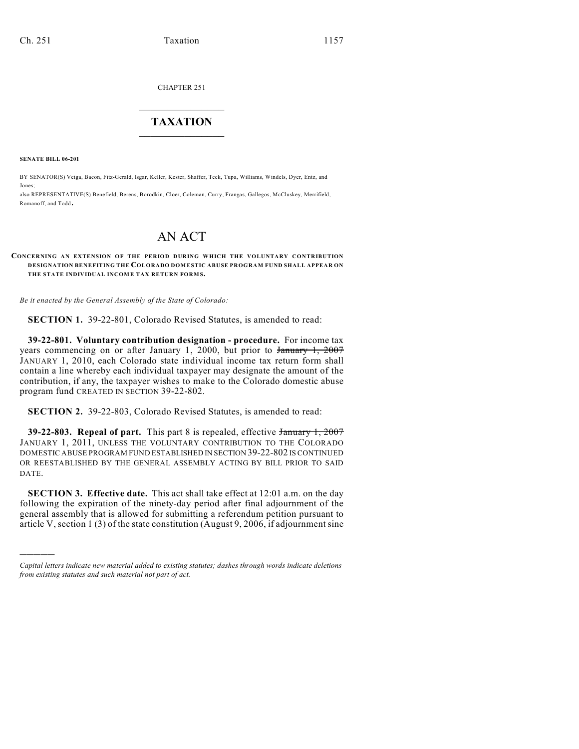CHAPTER 251

# TAXATION

**SENATE BILL 06-201**

BY SENATOR(S) Veiga, Bacon, Fitz-Gerald, Isgar, Keller, Kester, Shaffer, Teck, Tupa, Williams, Windels, Dyer, Entz, and Jones;

also REPRESENTATIVE(S) Benefield, Berens, Borodkin, Cloer, Coleman, Curry, Frangas, Gallegos, McCluskey, Merrifield, Romanoff, and Todd.

# AN ACT

**CONCERNING AN EXTENSION OF THE PERIOD DURING WHICH THE VOLUNTARY CONTRIBUTION DESIGNATION BENEFITING THE COLORADO DOMESTIC ABUSE PROGRAM FUND SHALL APPEAR ON THE STATE INDIVIDUAL INCOME TAX RETURN FORMS.**

*Be it enacted by the General Assembly of the State of Colorado:*

**SECTION 1.** 39-22-801, Colorado Revised Statutes, is amended to read:

**39-22-801. Voluntary contribution designation - procedure.** For income tax years commencing on or after January 1, 2000, but prior to ~~January 1, 2007~~ JANUARY 1, 2010, each Colorado state individual income tax return form shall contain a line whereby each individual taxpayer may designate the amount of the contribution, if any, the taxpayer wishes to make to the Colorado domestic abuse program fund CREATED IN SECTION 39-22-802.

**SECTION 2.** 39-22-803, Colorado Revised Statutes, is amended to read:

**39-22-803. Repeal of part.** This part 8 is repealed, effective ~~January 1, 2007~~ JANUARY 1, 2011, UNLESS THE VOLUNTARY CONTRIBUTION TO THE COLORADO DOMESTIC ABUSE PROGRAM FUND ESTABLISHED IN SECTION 39-22-802 IS CONTINUED OR REESTABLISHED BY THE GENERAL ASSEMBLY ACTING BY BILL PRIOR TO SAID DATE.

**SECTION 3. Effective date.** This act shall take effect at 12:01 a.m. on the day following the expiration of the ninety-day period after final adjournment of the general assembly that is allowed for submitting a referendum petition pursuant to article V, section 1 (3) of the state constitution (August 9, 2006, if adjournment sine

---

*Capital letters indicate new material added to existing statutes; dashes through words indicate deletions from existing statutes and such material not part of act.*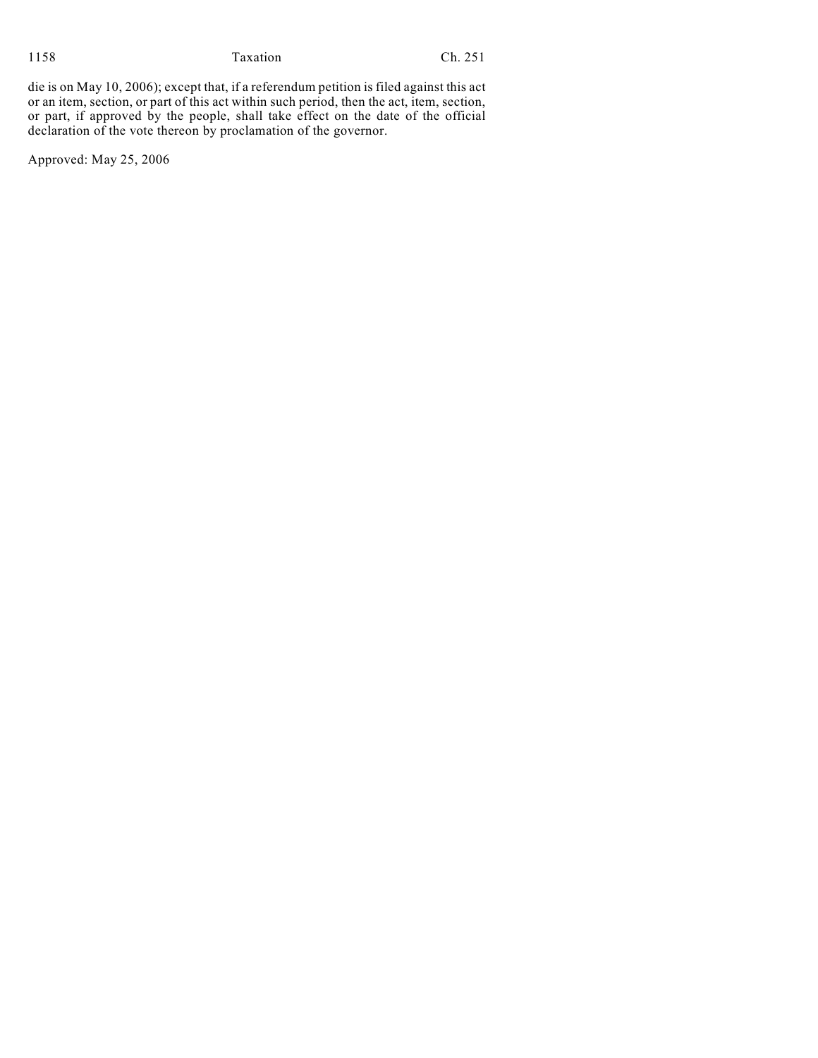die is on May 10, 2006); except that, if a referendum petition is filed against this act or an item, section, or part of this act within such period, then the act, item, section, or part, if approved by the people, shall take effect on the date of the official declaration of the vote thereon by proclamation of the governor.

Approved: May 25, 2006